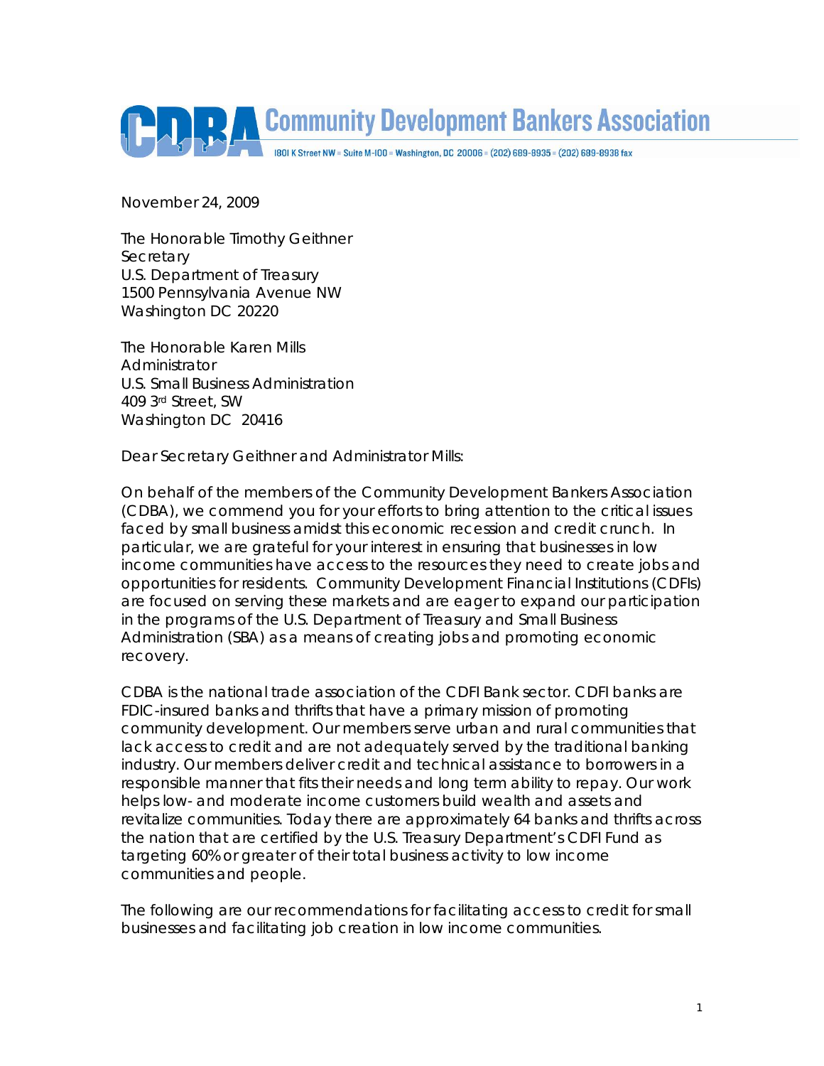**Community Development Bankers Association**

1801 K Street NW ▪ Suite M-100 ▪ Washington, DC 20006 ▪ (202) 689-8935 ▪ (202) 689-8938 fax

November 24, 2009

The Honorable Timothy Geithner
Secretary
U.S. Department of Treasury
1500 Pennsylvania Avenue NW
Washington DC 20220

The Honorable Karen Mills
Administrator
U.S. Small Business Administration
409 3rd Street, SW
Washington DC 20416

Dear Secretary Geithner and Administrator Mills:

On behalf of the members of the Community Development Bankers Association (CDBA), we commend you for your efforts to bring attention to the critical issues faced by small business amidst this economic recession and credit crunch. In particular, we are grateful for your interest in ensuring that businesses in low income communities have access to the resources they need to create jobs and opportunities for residents. Community Development Financial Institutions (CDFIs) are focused on serving these markets and are eager to expand our participation in the programs of the U.S. Department of Treasury and Small Business Administration (SBA) as a means of creating jobs and promoting economic recovery.

CDBA is the national trade association of the CDFI Bank sector. CDFI banks are FDIC-insured banks and thrifts that have a primary mission of promoting community development. Our members serve urban and rural communities that lack access to credit and are not adequately served by the traditional banking industry. Our members deliver credit and technical assistance to borrowers in a responsible manner that fits their needs and long term ability to repay. Our work helps low- and moderate income customers build wealth and assets and revitalize communities. Today there are approximately 64 banks and thrifts across the nation that are certified by the U.S. Treasury Department's CDFI Fund as targeting 60% or greater of their total business activity to low income communities and people.

The following are our recommendations for facilitating access to credit for small businesses and facilitating job creation in low income communities.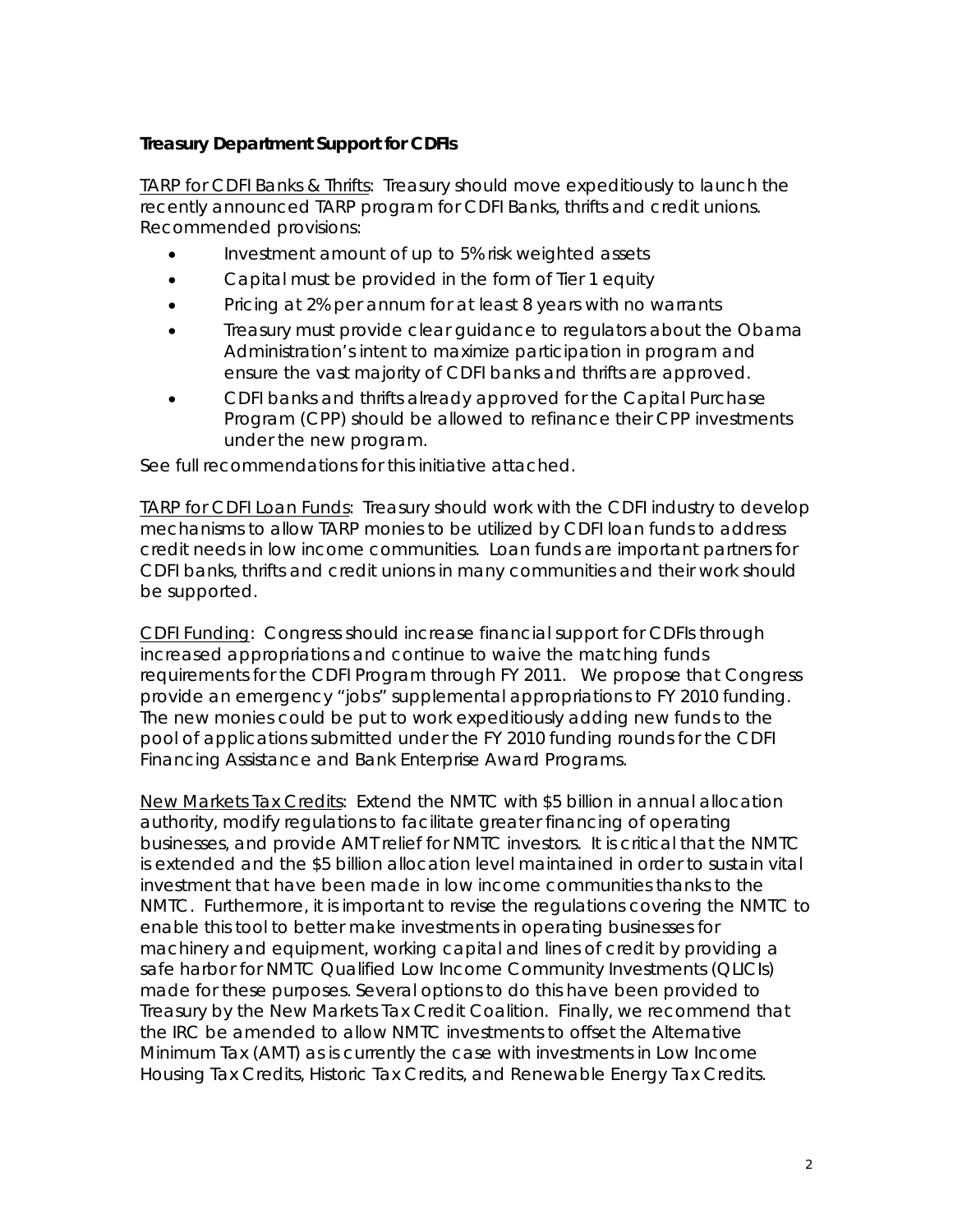**Treasury Department Support for CDFIs**

TARP for CDFI Banks & Thrifts: Treasury should move expeditiously to launch the recently announced TARP program for CDFI Banks, thrifts and credit unions. Recommended provisions:

- Investment amount of up to 5% risk weighted assets
- Capital must be provided in the form of Tier 1 equity
- Pricing at 2% per annum for at least 8 years with no warrants
- Treasury must provide clear guidance to regulators about the Obama Administration's intent to maximize participation in program and ensure the vast majority of CDFI banks and thrifts are approved.
- CDFI banks and thrifts already approved for the Capital Purchase Program (CPP) should be allowed to refinance their CPP investments under the new program.

See full recommendations for this initiative attached.

TARP for CDFI Loan Funds: Treasury should work with the CDFI industry to develop mechanisms to allow TARP monies to be utilized by CDFI loan funds to address credit needs in low income communities. Loan funds are important partners for CDFI banks, thrifts and credit unions in many communities and their work should be supported.

CDFI Funding: Congress should increase financial support for CDFIs through increased appropriations and continue to waive the matching funds requirements for the CDFI Program through FY 2011. We propose that Congress provide an emergency "jobs" supplemental appropriations to FY 2010 funding. The new monies could be put to work expeditiously adding new funds to the pool of applications submitted under the FY 2010 funding rounds for the CDFI Financing Assistance and Bank Enterprise Award Programs.

New Markets Tax Credits: Extend the NMTC with $5 billion in annual allocation authority, modify regulations to facilitate greater financing of operating businesses, and provide AMT relief for NMTC investors. It is critical that the NMTC is extended and the $5 billion allocation level maintained in order to sustain vital investment that have been made in low income communities thanks to the NMTC. Furthermore, it is important to revise the regulations covering the NMTC to enable this tool to better make investments in operating businesses for machinery and equipment, working capital and lines of credit by providing a safe harbor for NMTC Qualified Low Income Community Investments (QLICIs) made for these purposes. Several options to do this have been provided to Treasury by the New Markets Tax Credit Coalition. Finally, we recommend that the IRC be amended to allow NMTC investments to offset the Alternative Minimum Tax (AMT) as is currently the case with investments in Low Income Housing Tax Credits, Historic Tax Credits, and Renewable Energy Tax Credits.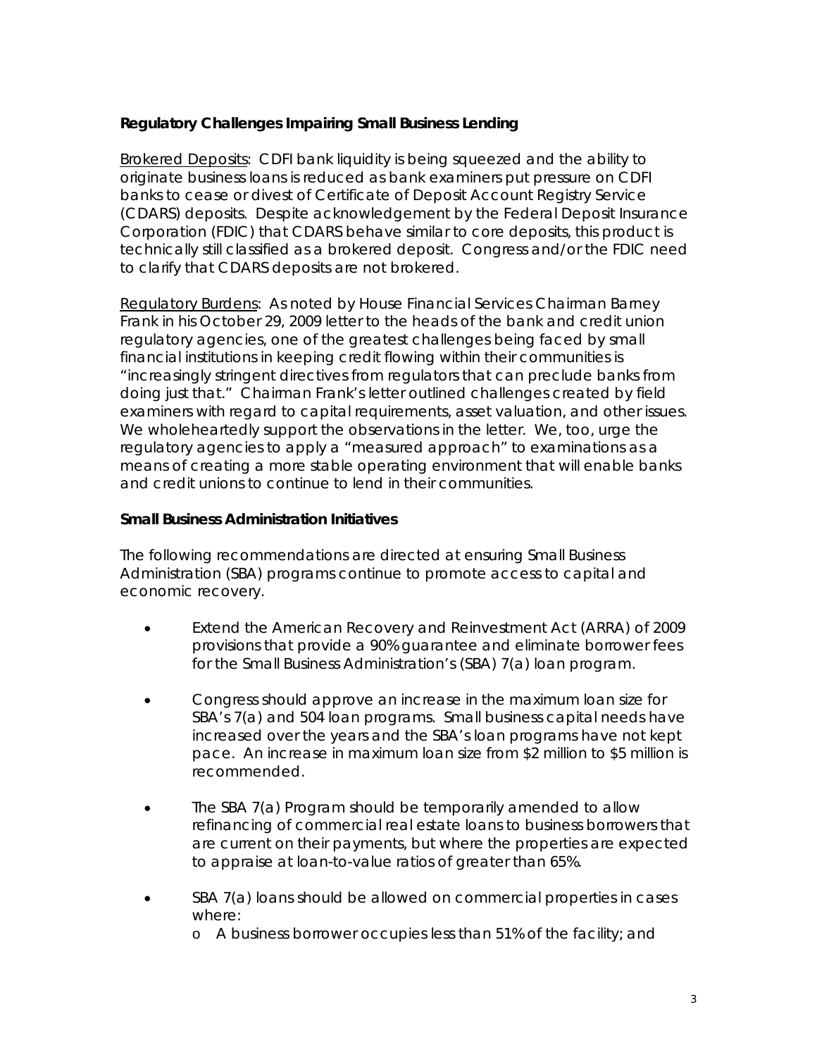**Regulatory Challenges Impairing Small Business Lending**

<u>Brokered Deposits</u>: CDFI bank liquidity is being squeezed and the ability to originate business loans is reduced as bank examiners put pressure on CDFI banks to cease or divest of Certificate of Deposit Account Registry Service (CDARS) deposits. Despite acknowledgement by the Federal Deposit Insurance Corporation (FDIC) that CDARS behave similar to core deposits, this product is technically still classified as a brokered deposit. Congress and/or the FDIC need to clarify that CDARS deposits are not brokered.

<u>Regulatory Burdens</u>: As noted by House Financial Services Chairman Barney Frank in his October 29, 2009 letter to the heads of the bank and credit union regulatory agencies, one of the greatest challenges being faced by small financial institutions in keeping credit flowing within their communities is "increasingly stringent directives from regulators that can preclude banks from doing just that." Chairman Frank's letter outlined challenges created by field examiners with regard to capital requirements, asset valuation, and other issues. We wholeheartedly support the observations in the letter. We, too, urge the regulatory agencies to apply a "measured approach" to examinations as a means of creating a more stable operating environment that will enable banks and credit unions to continue to lend in their communities.

**Small Business Administration Initiatives**

The following recommendations are directed at ensuring Small Business Administration (SBA) programs continue to promote access to capital and economic recovery.

- Extend the American Recovery and Reinvestment Act (ARRA) of 2009 provisions that provide a 90% guarantee and eliminate borrower fees for the Small Business Administration's (SBA) 7(a) loan program.
- Congress should approve an increase in the maximum loan size for SBA's 7(a) and 504 loan programs. Small business capital needs have increased over the years and the SBA's loan programs have not kept pace. An increase in maximum loan size from $2 million to $5 million is recommended.
- The SBA 7(a) Program should be temporarily amended to allow refinancing of commercial real estate loans to business borrowers that are current on their payments, but where the properties are expected to appraise at loan-to-value ratios of greater than 65%.
- SBA 7(a) loans should be allowed on commercial properties in cases where:
  - A business borrower occupies less than 51% of the facility; and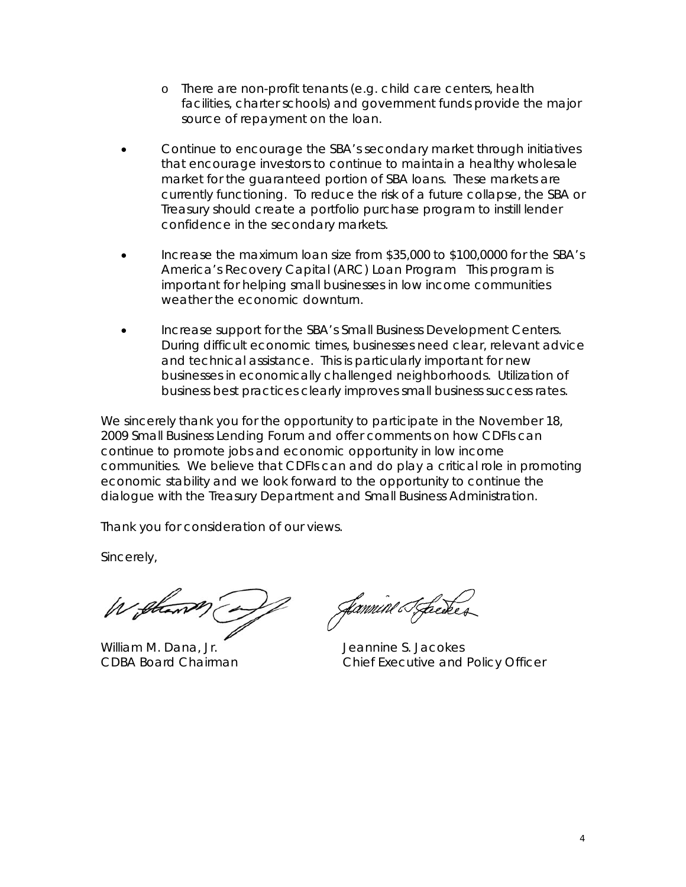- There are non-profit tenants (e.g. child care centers, health facilities, charter schools) and government funds provide the major source of repayment on the loan.

- Continue to encourage the SBA's secondary market through initiatives that encourage investors to continue to maintain a healthy wholesale market for the guaranteed portion of SBA loans. These markets are currently functioning. To reduce the risk of a future collapse, the SBA or Treasury should create a portfolio purchase program to instill lender confidence in the secondary markets.

- Increase the maximum loan size from $35,000 to $100,0000 for the SBA's America's Recovery Capital (ARC) Loan Program This program is important for helping small businesses in low income communities weather the economic downturn.

- Increase support for the SBA's Small Business Development Centers. During difficult economic times, businesses need clear, relevant advice and technical assistance. This is particularly important for new businesses in economically challenged neighborhoods. Utilization of business best practices clearly improves small business success rates.

We sincerely thank you for the opportunity to participate in the November 18, 2009 Small Business Lending Forum and offer comments on how CDFIs can continue to promote jobs and economic opportunity in low income communities. We believe that CDFIs can and do play a critical role in promoting economic stability and we look forward to the opportunity to continue the dialogue with the Treasury Department and Small Business Administration.

Thank you for consideration of our views.

Sincerely,

William M. Dana, Jr.
CDBA Board Chairman

Jeannine S. Jacokes
Chief Executive and Policy Officer